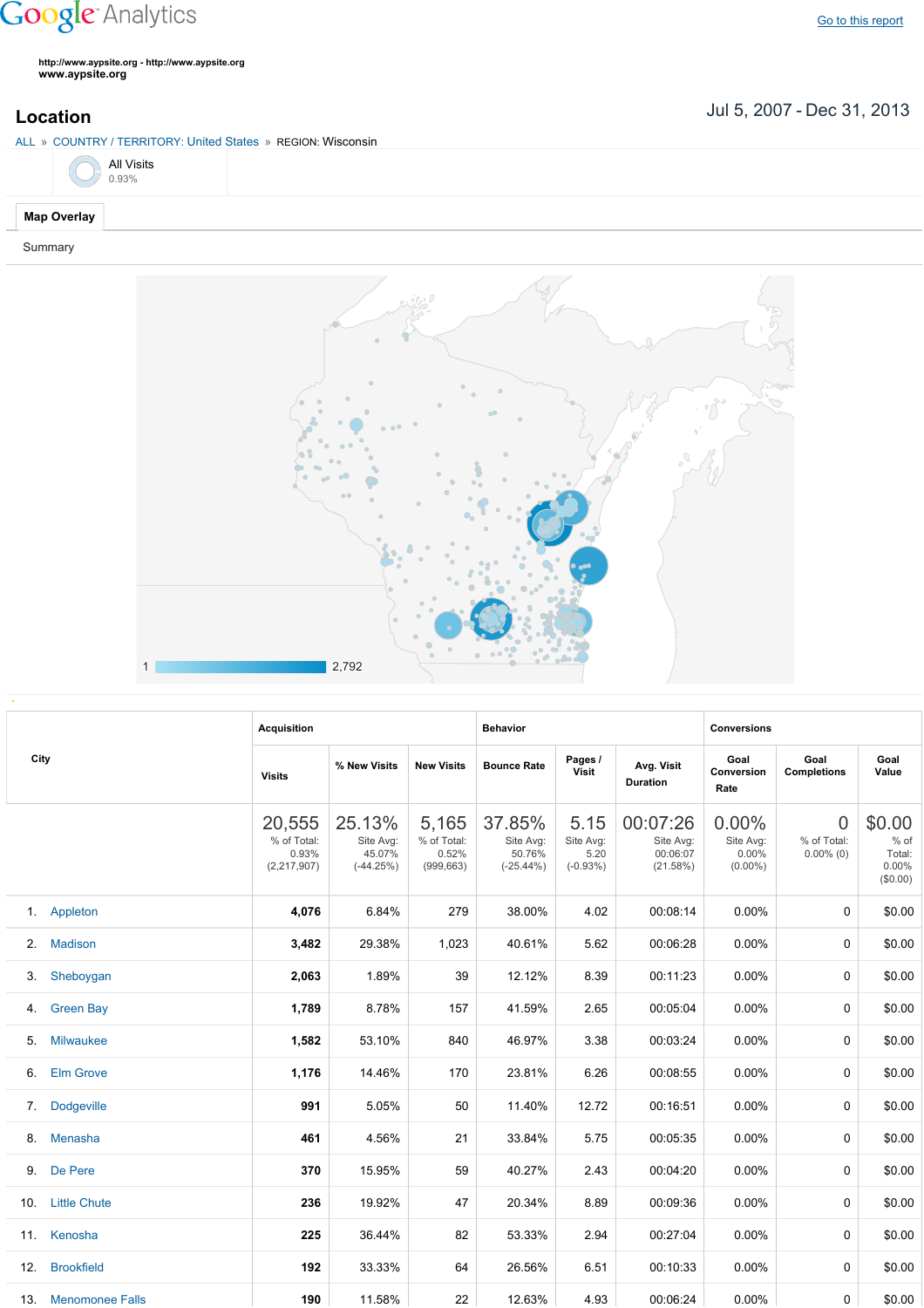Google Analytics

Go to this report

http://www.aypsite.org - http://www.aypsite.org
**www.aypsite.org**

## Location

Jul 5, 2007 - Dec 31, 2013

ALL » COUNTRY / TERRITORY: United States » REGION: Wisconsin

All Visits
0.93%

**Map Overlay**

Summary

1 2,792

| City | Acquisition | | | Behavior | | | Conversions | | |
|---|---|---|---|---|---|---|---|---|---|
| | Visits | % New Visits | New Visits | Bounce Rate | Pages / Visit | Avg. Visit Duration | Goal Conversion Rate | Goal Completions | Goal Value |
| | 20,555 % of Total: 0.93% (2,217,907) | 25.13% Site Avg: 45.07% (-44.25%) | 5,165 % of Total: 0.52% (999,663) | 37.85% Site Avg: 50.76% (-25.44%) | 5.15 Site Avg: 5.20 (-0.93%) | 00:07:26 Site Avg: 00:06:07 (21.58%) | 0.00% Site Avg: 0.00% (0.00%) | 0 % of Total: 0.00% (0) | $0.00 % of Total: 0.00% ($0.00) |
| 1. Appleton | 4,076 | 6.84% | 279 | 38.00% | 4.02 | 00:08:14 | 0.00% | 0 | $0.00 |
| 2. Madison | 3,482 | 29.38% | 1,023 | 40.61% | 5.62 | 00:06:28 | 0.00% | 0 | $0.00 |
| 3. Sheboygan | 2,063 | 1.89% | 39 | 12.12% | 8.39 | 00:11:23 | 0.00% | 0 | $0.00 |
| 4. Green Bay | 1,789 | 8.78% | 157 | 41.59% | 2.65 | 00:05:04 | 0.00% | 0 | $0.00 |
| 5. Milwaukee | 1,582 | 53.10% | 840 | 46.97% | 3.38 | 00:03:24 | 0.00% | 0 | $0.00 |
| 6. Elm Grove | 1,176 | 14.46% | 170 | 23.81% | 6.26 | 00:08:55 | 0.00% | 0 | $0.00 |
| 7. Dodgeville | 991 | 5.05% | 50 | 11.40% | 12.72 | 00:16:51 | 0.00% | 0 | $0.00 |
| 8. Menasha | 461 | 4.56% | 21 | 33.84% | 5.75 | 00:05:35 | 0.00% | 0 | $0.00 |
| 9. De Pere | 370 | 15.95% | 59 | 40.27% | 2.43 | 00:04:20 | 0.00% | 0 | $0.00 |
| 10. Little Chute | 236 | 19.92% | 47 | 20.34% | 8.89 | 00:09:36 | 0.00% | 0 | $0.00 |
| 11. Kenosha | 225 | 36.44% | 82 | 53.33% | 2.94 | 00:27:04 | 0.00% | 0 | $0.00 |
| 12. Brookfield | 192 | 33.33% | 64 | 26.56% | 6.51 | 00:10:33 | 0.00% | 0 | $0.00 |
| 13. Menomonee Falls | 190 | 11.58% | 22 | 12.63% | 4.93 | 00:06:24 | 0.00% | 0 | $0.00 |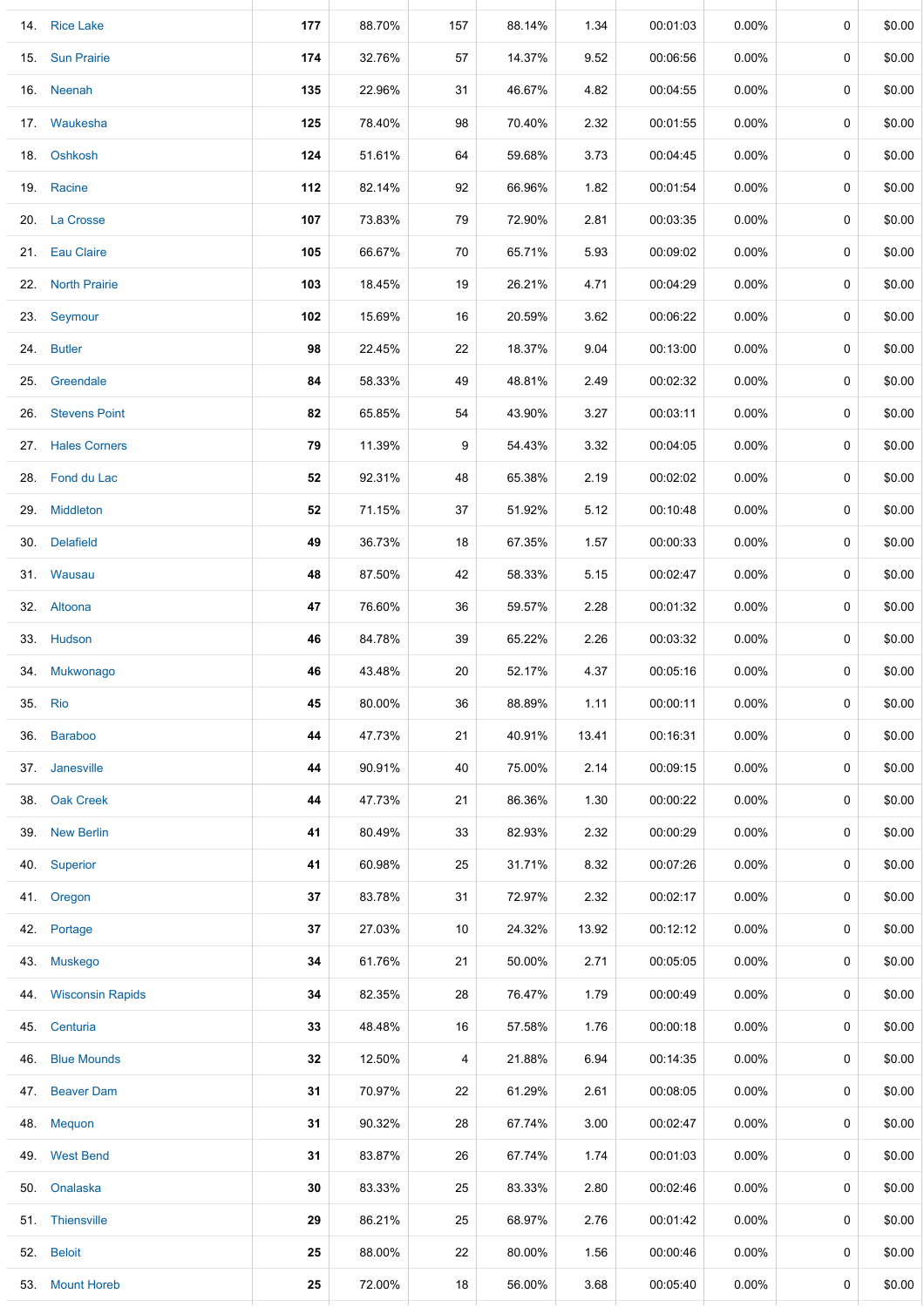| | | | | | | | | | | |
|---|---|---|---|---|---|---|---|---|---|---|
| 14. | Rice Lake | **177** | 88.70% | 157 | 88.14% | 1.34 | 00:01:03 | 0.00% | 0 | $0.00 |
| 15. | Sun Prairie | **174** | 32.76% | 57 | 14.37% | 9.52 | 00:06:56 | 0.00% | 0 | $0.00 |
| 16. | Neenah | **135** | 22.96% | 31 | 46.67% | 4.82 | 00:04:55 | 0.00% | 0 | $0.00 |
| 17. | Waukesha | **125** | 78.40% | 98 | 70.40% | 2.32 | 00:01:55 | 0.00% | 0 | $0.00 |
| 18. | Oshkosh | **124** | 51.61% | 64 | 59.68% | 3.73 | 00:04:45 | 0.00% | 0 | $0.00 |
| 19. | Racine | **112** | 82.14% | 92 | 66.96% | 1.82 | 00:01:54 | 0.00% | 0 | $0.00 |
| 20. | La Crosse | **107** | 73.83% | 79 | 72.90% | 2.81 | 00:03:35 | 0.00% | 0 | $0.00 |
| 21. | Eau Claire | **105** | 66.67% | 70 | 65.71% | 5.93 | 00:09:02 | 0.00% | 0 | $0.00 |
| 22. | North Prairie | **103** | 18.45% | 19 | 26.21% | 4.71 | 00:04:29 | 0.00% | 0 | $0.00 |
| 23. | Seymour | **102** | 15.69% | 16 | 20.59% | 3.62 | 00:06:22 | 0.00% | 0 | $0.00 |
| 24. | Butler | **98** | 22.45% | 22 | 18.37% | 9.04 | 00:13:00 | 0.00% | 0 | $0.00 |
| 25. | Greendale | **84** | 58.33% | 49 | 48.81% | 2.49 | 00:02:32 | 0.00% | 0 | $0.00 |
| 26. | Stevens Point | **82** | 65.85% | 54 | 43.90% | 3.27 | 00:03:11 | 0.00% | 0 | $0.00 |
| 27. | Hales Corners | **79** | 11.39% | 9 | 54.43% | 3.32 | 00:04:05 | 0.00% | 0 | $0.00 |
| 28. | Fond du Lac | **52** | 92.31% | 48 | 65.38% | 2.19 | 00:02:02 | 0.00% | 0 | $0.00 |
| 29. | Middleton | **52** | 71.15% | 37 | 51.92% | 5.12 | 00:10:48 | 0.00% | 0 | $0.00 |
| 30. | Delafield | **49** | 36.73% | 18 | 67.35% | 1.57 | 00:00:33 | 0.00% | 0 | $0.00 |
| 31. | Wausau | **48** | 87.50% | 42 | 58.33% | 5.15 | 00:02:47 | 0.00% | 0 | $0.00 |
| 32. | Altoona | **47** | 76.60% | 36 | 59.57% | 2.28 | 00:01:32 | 0.00% | 0 | $0.00 |
| 33. | Hudson | **46** | 84.78% | 39 | 65.22% | 2.26 | 00:03:32 | 0.00% | 0 | $0.00 |
| 34. | Mukwonago | **46** | 43.48% | 20 | 52.17% | 4.37 | 00:05:16 | 0.00% | 0 | $0.00 |
| 35. | Rio | **45** | 80.00% | 36 | 88.89% | 1.11 | 00:00:11 | 0.00% | 0 | $0.00 |
| 36. | Baraboo | **44** | 47.73% | 21 | 40.91% | 13.41 | 00:16:31 | 0.00% | 0 | $0.00 |
| 37. | Janesville | **44** | 90.91% | 40 | 75.00% | 2.14 | 00:09:15 | 0.00% | 0 | $0.00 |
| 38. | Oak Creek | **44** | 47.73% | 21 | 86.36% | 1.30 | 00:00:22 | 0.00% | 0 | $0.00 |
| 39. | New Berlin | **41** | 80.49% | 33 | 82.93% | 2.32 | 00:00:29 | 0.00% | 0 | $0.00 |
| 40. | Superior | **41** | 60.98% | 25 | 31.71% | 8.32 | 00:07:26 | 0.00% | 0 | $0.00 |
| 41. | Oregon | **37** | 83.78% | 31 | 72.97% | 2.32 | 00:02:17 | 0.00% | 0 | $0.00 |
| 42. | Portage | **37** | 27.03% | 10 | 24.32% | 13.92 | 00:12:12 | 0.00% | 0 | $0.00 |
| 43. | Muskego | **34** | 61.76% | 21 | 50.00% | 2.71 | 00:05:05 | 0.00% | 0 | $0.00 |
| 44. | Wisconsin Rapids | **34** | 82.35% | 28 | 76.47% | 1.79 | 00:00:49 | 0.00% | 0 | $0.00 |
| 45. | Centuria | **33** | 48.48% | 16 | 57.58% | 1.76 | 00:00:18 | 0.00% | 0 | $0.00 |
| 46. | Blue Mounds | **32** | 12.50% | 4 | 21.88% | 6.94 | 00:14:35 | 0.00% | 0 | $0.00 |
| 47. | Beaver Dam | **31** | 70.97% | 22 | 61.29% | 2.61 | 00:08:05 | 0.00% | 0 | $0.00 |
| 48. | Mequon | **31** | 90.32% | 28 | 67.74% | 3.00 | 00:02:47 | 0.00% | 0 | $0.00 |
| 49. | West Bend | **31** | 83.87% | 26 | 67.74% | 1.74 | 00:01:03 | 0.00% | 0 | $0.00 |
| 50. | Onalaska | **30** | 83.33% | 25 | 83.33% | 2.80 | 00:02:46 | 0.00% | 0 | $0.00 |
| 51. | Thiensville | **29** | 86.21% | 25 | 68.97% | 2.76 | 00:01:42 | 0.00% | 0 | $0.00 |
| 52. | Beloit | **25** | 88.00% | 22 | 80.00% | 1.56 | 00:00:46 | 0.00% | 0 | $0.00 |
| 53. | Mount Horeb | **25** | 72.00% | 18 | 56.00% | 3.68 | 00:05:40 | 0.00% | 0 | $0.00 |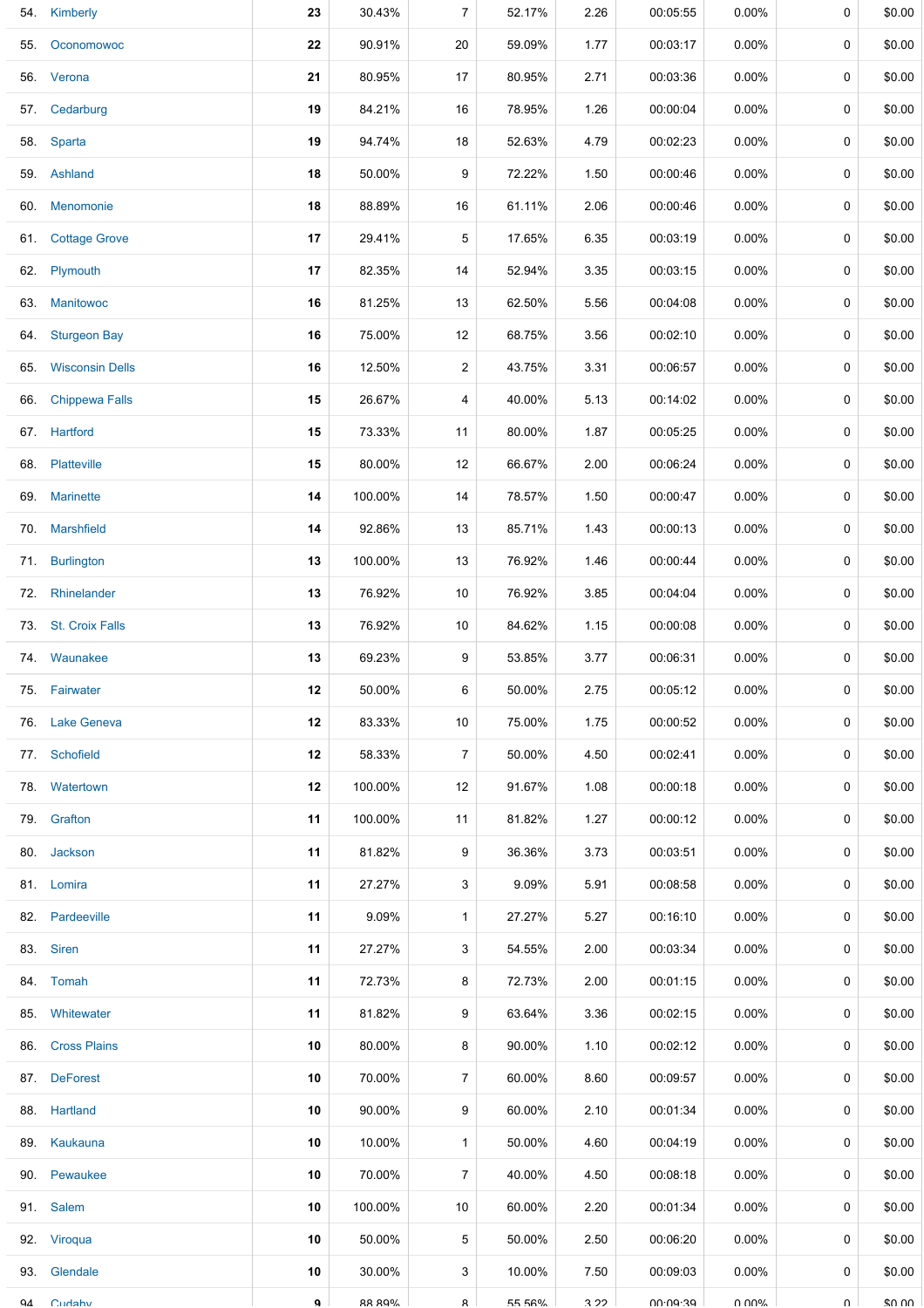| | | | | | | | | | |
|---|---|---|---|---|---|---|---|---|---|
| 54. | Kimberly | **23** | 30.43% | 7 | 52.17% | 2.26 | 00:05:55 | 0.00% | 0 | $0.00 |
| 55. | Oconomowoc | **22** | 90.91% | 20 | 59.09% | 1.77 | 00:03:17 | 0.00% | 0 | $0.00 |
| 56. | Verona | **21** | 80.95% | 17 | 80.95% | 2.71 | 00:03:36 | 0.00% | 0 | $0.00 |
| 57. | Cedarburg | **19** | 84.21% | 16 | 78.95% | 1.26 | 00:00:04 | 0.00% | 0 | $0.00 |
| 58. | Sparta | **19** | 94.74% | 18 | 52.63% | 4.79 | 00:02:23 | 0.00% | 0 | $0.00 |
| 59. | Ashland | **18** | 50.00% | 9 | 72.22% | 1.50 | 00:00:46 | 0.00% | 0 | $0.00 |
| 60. | Menomonie | **18** | 88.89% | 16 | 61.11% | 2.06 | 00:00:46 | 0.00% | 0 | $0.00 |
| 61. | Cottage Grove | **17** | 29.41% | 5 | 17.65% | 6.35 | 00:03:19 | 0.00% | 0 | $0.00 |
| 62. | Plymouth | **17** | 82.35% | 14 | 52.94% | 3.35 | 00:03:15 | 0.00% | 0 | $0.00 |
| 63. | Manitowoc | **16** | 81.25% | 13 | 62.50% | 5.56 | 00:04:08 | 0.00% | 0 | $0.00 |
| 64. | Sturgeon Bay | **16** | 75.00% | 12 | 68.75% | 3.56 | 00:02:10 | 0.00% | 0 | $0.00 |
| 65. | Wisconsin Dells | **16** | 12.50% | 2 | 43.75% | 3.31 | 00:06:57 | 0.00% | 0 | $0.00 |
| 66. | Chippewa Falls | **15** | 26.67% | 4 | 40.00% | 5.13 | 00:14:02 | 0.00% | 0 | $0.00 |
| 67. | Hartford | **15** | 73.33% | 11 | 80.00% | 1.87 | 00:05:25 | 0.00% | 0 | $0.00 |
| 68. | Platteville | **15** | 80.00% | 12 | 66.67% | 2.00 | 00:06:24 | 0.00% | 0 | $0.00 |
| 69. | Marinette | **14** | 100.00% | 14 | 78.57% | 1.50 | 00:00:47 | 0.00% | 0 | $0.00 |
| 70. | Marshfield | **14** | 92.86% | 13 | 85.71% | 1.43 | 00:00:13 | 0.00% | 0 | $0.00 |
| 71. | Burlington | **13** | 100.00% | 13 | 76.92% | 1.46 | 00:00:44 | 0.00% | 0 | $0.00 |
| 72. | Rhinelander | **13** | 76.92% | 10 | 76.92% | 3.85 | 00:04:04 | 0.00% | 0 | $0.00 |
| 73. | St. Croix Falls | **13** | 76.92% | 10 | 84.62% | 1.15 | 00:00:08 | 0.00% | 0 | $0.00 |
| 74. | Waunakee | **13** | 69.23% | 9 | 53.85% | 3.77 | 00:06:31 | 0.00% | 0 | $0.00 |
| 75. | Fairwater | **12** | 50.00% | 6 | 50.00% | 2.75 | 00:05:12 | 0.00% | 0 | $0.00 |
| 76. | Lake Geneva | **12** | 83.33% | 10 | 75.00% | 1.75 | 00:00:52 | 0.00% | 0 | $0.00 |
| 77. | Schofield | **12** | 58.33% | 7 | 50.00% | 4.50 | 00:02:41 | 0.00% | 0 | $0.00 |
| 78. | Watertown | **12** | 100.00% | 12 | 91.67% | 1.08 | 00:00:18 | 0.00% | 0 | $0.00 |
| 79. | Grafton | **11** | 100.00% | 11 | 81.82% | 1.27 | 00:00:12 | 0.00% | 0 | $0.00 |
| 80. | Jackson | **11** | 81.82% | 9 | 36.36% | 3.73 | 00:03:51 | 0.00% | 0 | $0.00 |
| 81. | Lomira | **11** | 27.27% | 3 | 9.09% | 5.91 | 00:08:58 | 0.00% | 0 | $0.00 |
| 82. | Pardeeville | **11** | 9.09% | 1 | 27.27% | 5.27 | 00:16:10 | 0.00% | 0 | $0.00 |
| 83. | Siren | **11** | 27.27% | 3 | 54.55% | 2.00 | 00:03:34 | 0.00% | 0 | $0.00 |
| 84. | Tomah | **11** | 72.73% | 8 | 72.73% | 2.00 | 00:01:15 | 0.00% | 0 | $0.00 |
| 85. | Whitewater | **11** | 81.82% | 9 | 63.64% | 3.36 | 00:02:15 | 0.00% | 0 | $0.00 |
| 86. | Cross Plains | **10** | 80.00% | 8 | 90.00% | 1.10 | 00:02:12 | 0.00% | 0 | $0.00 |
| 87. | DeForest | **10** | 70.00% | 7 | 60.00% | 8.60 | 00:09:57 | 0.00% | 0 | $0.00 |
| 88. | Hartland | **10** | 90.00% | 9 | 60.00% | 2.10 | 00:01:34 | 0.00% | 0 | $0.00 |
| 89. | Kaukauna | **10** | 10.00% | 1 | 50.00% | 4.60 | 00:04:19 | 0.00% | 0 | $0.00 |
| 90. | Pewaukee | **10** | 70.00% | 7 | 40.00% | 4.50 | 00:08:18 | 0.00% | 0 | $0.00 |
| 91. | Salem | **10** | 100.00% | 10 | 60.00% | 2.20 | 00:01:34 | 0.00% | 0 | $0.00 |
| 92. | Viroqua | **10** | 50.00% | 5 | 50.00% | 2.50 | 00:06:20 | 0.00% | 0 | $0.00 |
| 93. | Glendale | **10** | 30.00% | 3 | 10.00% | 7.50 | 00:09:03 | 0.00% | 0 | $0.00 |
| 94. | Cudahy | **9** | 88.89% | 8 | 55.56% | 3.22 | 00:09:39 | 0.00% | 0 | $0.00 |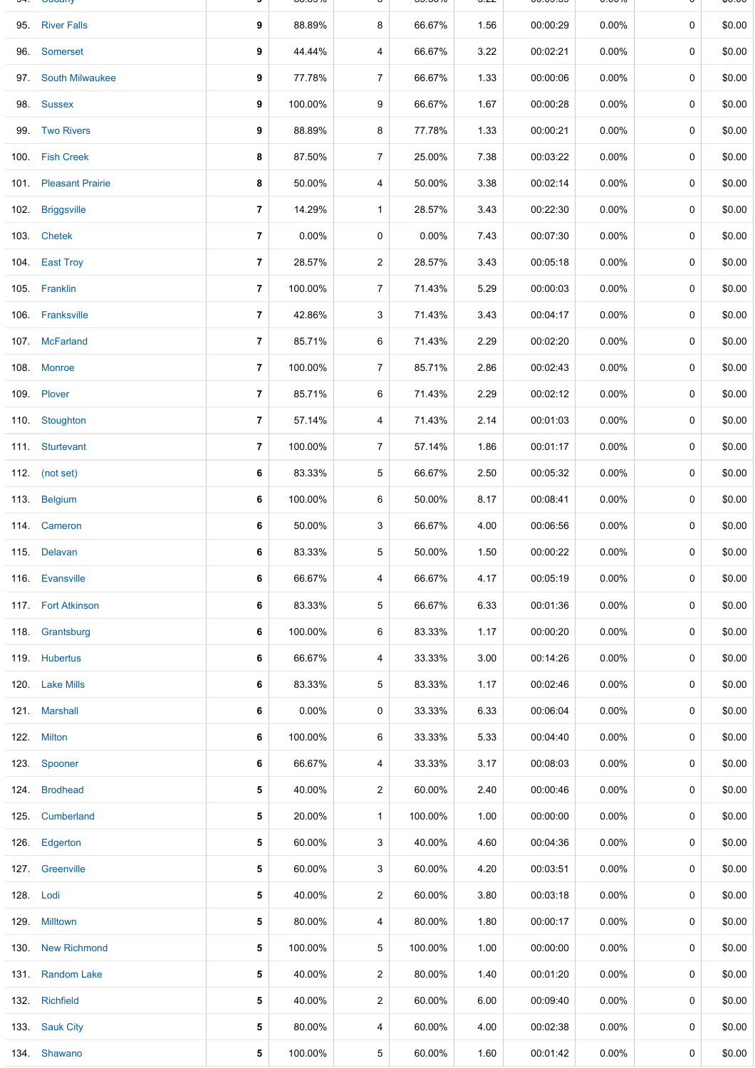| | | | | | | | | | | |
|---|---|---|---|---|---|---|---|---|---|---|
| 95. | River Falls | 9 | 88.89% | 8 | 66.67% | 1.56 | 00:00:29 | 0.00% | 0 | $0.00 |
| 96. | Somerset | 9 | 44.44% | 4 | 66.67% | 3.22 | 00:02:21 | 0.00% | 0 | $0.00 |
| 97. | South Milwaukee | 9 | 77.78% | 7 | 66.67% | 1.33 | 00:00:06 | 0.00% | 0 | $0.00 |
| 98. | Sussex | 9 | 100.00% | 9 | 66.67% | 1.67 | 00:00:28 | 0.00% | 0 | $0.00 |
| 99. | Two Rivers | 9 | 88.89% | 8 | 77.78% | 1.33 | 00:00:21 | 0.00% | 0 | $0.00 |
| 100. | Fish Creek | 8 | 87.50% | 7 | 25.00% | 7.38 | 00:03:22 | 0.00% | 0 | $0.00 |
| 101. | Pleasant Prairie | 8 | 50.00% | 4 | 50.00% | 3.38 | 00:02:14 | 0.00% | 0 | $0.00 |
| 102. | Briggsville | 7 | 14.29% | 1 | 28.57% | 3.43 | 00:22:30 | 0.00% | 0 | $0.00 |
| 103. | Chetek | 7 | 0.00% | 0 | 0.00% | 7.43 | 00:07:30 | 0.00% | 0 | $0.00 |
| 104. | East Troy | 7 | 28.57% | 2 | 28.57% | 3.43 | 00:05:18 | 0.00% | 0 | $0.00 |
| 105. | Franklin | 7 | 100.00% | 7 | 71.43% | 5.29 | 00:00:03 | 0.00% | 0 | $0.00 |
| 106. | Franksville | 7 | 42.86% | 3 | 71.43% | 3.43 | 00:04:17 | 0.00% | 0 | $0.00 |
| 107. | McFarland | 7 | 85.71% | 6 | 71.43% | 2.29 | 00:02:20 | 0.00% | 0 | $0.00 |
| 108. | Monroe | 7 | 100.00% | 7 | 85.71% | 2.86 | 00:02:43 | 0.00% | 0 | $0.00 |
| 109. | Plover | 7 | 85.71% | 6 | 71.43% | 2.29 | 00:02:12 | 0.00% | 0 | $0.00 |
| 110. | Stoughton | 7 | 57.14% | 4 | 71.43% | 2.14 | 00:01:03 | 0.00% | 0 | $0.00 |
| 111. | Sturtevant | 7 | 100.00% | 7 | 57.14% | 1.86 | 00:01:17 | 0.00% | 0 | $0.00 |
| 112. | (not set) | 6 | 83.33% | 5 | 66.67% | 2.50 | 00:05:32 | 0.00% | 0 | $0.00 |
| 113. | Belgium | 6 | 100.00% | 6 | 50.00% | 8.17 | 00:08:41 | 0.00% | 0 | $0.00 |
| 114. | Cameron | 6 | 50.00% | 3 | 66.67% | 4.00 | 00:06:56 | 0.00% | 0 | $0.00 |
| 115. | Delavan | 6 | 83.33% | 5 | 50.00% | 1.50 | 00:00:22 | 0.00% | 0 | $0.00 |
| 116. | Evansville | 6 | 66.67% | 4 | 66.67% | 4.17 | 00:05:19 | 0.00% | 0 | $0.00 |
| 117. | Fort Atkinson | 6 | 83.33% | 5 | 66.67% | 6.33 | 00:01:36 | 0.00% | 0 | $0.00 |
| 118. | Grantsburg | 6 | 100.00% | 6 | 83.33% | 1.17 | 00:00:20 | 0.00% | 0 | $0.00 |
| 119. | Hubertus | 6 | 66.67% | 4 | 33.33% | 3.00 | 00:14:26 | 0.00% | 0 | $0.00 |
| 120. | Lake Mills | 6 | 83.33% | 5 | 83.33% | 1.17 | 00:02:46 | 0.00% | 0 | $0.00 |
| 121. | Marshall | 6 | 0.00% | 0 | 33.33% | 6.33 | 00:06:04 | 0.00% | 0 | $0.00 |
| 122. | Milton | 6 | 100.00% | 6 | 33.33% | 5.33 | 00:04:40 | 0.00% | 0 | $0.00 |
| 123. | Spooner | 6 | 66.67% | 4 | 33.33% | 3.17 | 00:08:03 | 0.00% | 0 | $0.00 |
| 124. | Brodhead | 5 | 40.00% | 2 | 60.00% | 2.40 | 00:00:46 | 0.00% | 0 | $0.00 |
| 125. | Cumberland | 5 | 20.00% | 1 | 100.00% | 1.00 | 00:00:00 | 0.00% | 0 | $0.00 |
| 126. | Edgerton | 5 | 60.00% | 3 | 40.00% | 4.60 | 00:04:36 | 0.00% | 0 | $0.00 |
| 127. | Greenville | 5 | 60.00% | 3 | 60.00% | 4.20 | 00:03:51 | 0.00% | 0 | $0.00 |
| 128. | Lodi | 5 | 40.00% | 2 | 60.00% | 3.80 | 00:03:18 | 0.00% | 0 | $0.00 |
| 129. | Milltown | 5 | 80.00% | 4 | 80.00% | 1.80 | 00:00:17 | 0.00% | 0 | $0.00 |
| 130. | New Richmond | 5 | 100.00% | 5 | 100.00% | 1.00 | 00:00:00 | 0.00% | 0 | $0.00 |
| 131. | Random Lake | 5 | 40.00% | 2 | 80.00% | 1.40 | 00:01:20 | 0.00% | 0 | $0.00 |
| 132. | Richfield | 5 | 40.00% | 2 | 60.00% | 6.00 | 00:09:40 | 0.00% | 0 | $0.00 |
| 133. | Sauk City | 5 | 80.00% | 4 | 60.00% | 4.00 | 00:02:38 | 0.00% | 0 | $0.00 |
| 134. | Shawano | 5 | 100.00% | 5 | 60.00% | 1.60 | 00:01:42 | 0.00% | 0 | $0.00 |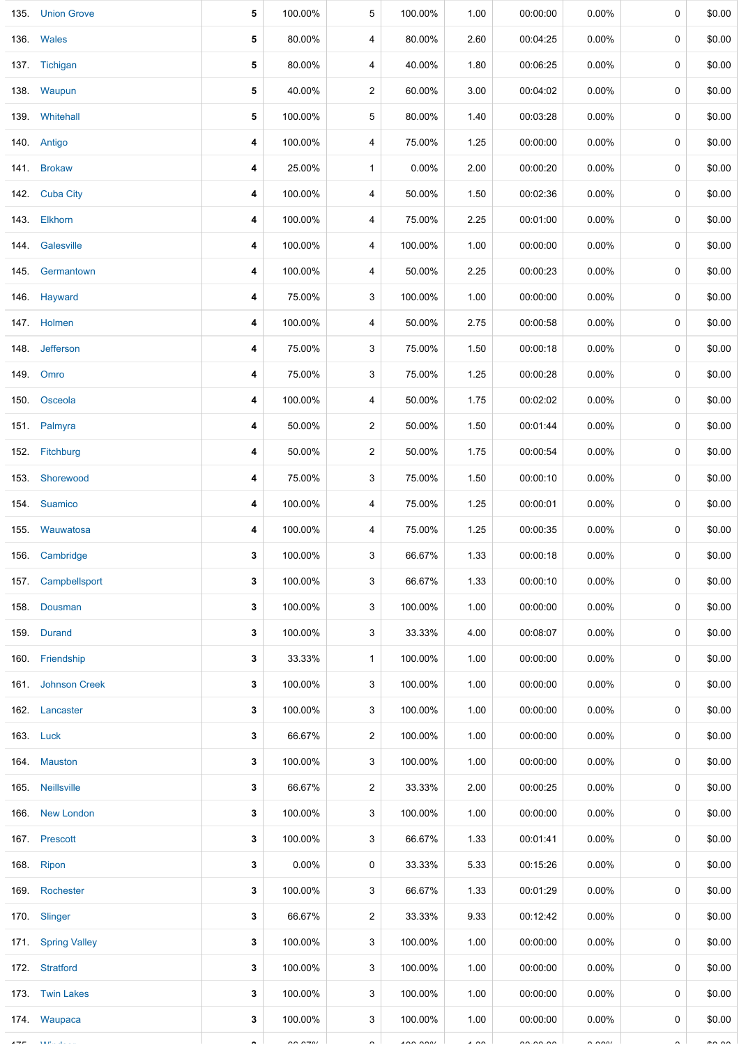| | | | | | | | | | | |
|---|---|---|---|---|---|---|---|---|---|---|
| 135. | Union Grove | **5** | 100.00% | 5 | 100.00% | 1.00 | 00:00:00 | 0.00% | 0 | $0.00 |
| 136. | Wales | **5** | 80.00% | 4 | 80.00% | 2.60 | 00:04:25 | 0.00% | 0 | $0.00 |
| 137. | Tichigan | **5** | 80.00% | 4 | 40.00% | 1.80 | 00:06:25 | 0.00% | 0 | $0.00 |
| 138. | Waupun | **5** | 40.00% | 2 | 60.00% | 3.00 | 00:04:02 | 0.00% | 0 | $0.00 |
| 139. | Whitehall | **5** | 100.00% | 5 | 80.00% | 1.40 | 00:03:28 | 0.00% | 0 | $0.00 |
| 140. | Antigo | **4** | 100.00% | 4 | 75.00% | 1.25 | 00:00:00 | 0.00% | 0 | $0.00 |
| 141. | Brokaw | **4** | 25.00% | 1 | 0.00% | 2.00 | 00:00:20 | 0.00% | 0 | $0.00 |
| 142. | Cuba City | **4** | 100.00% | 4 | 50.00% | 1.50 | 00:02:36 | 0.00% | 0 | $0.00 |
| 143. | Elkhorn | **4** | 100.00% | 4 | 75.00% | 2.25 | 00:01:00 | 0.00% | 0 | $0.00 |
| 144. | Galesville | **4** | 100.00% | 4 | 100.00% | 1.00 | 00:00:00 | 0.00% | 0 | $0.00 |
| 145. | Germantown | **4** | 100.00% | 4 | 50.00% | 2.25 | 00:00:23 | 0.00% | 0 | $0.00 |
| 146. | Hayward | **4** | 75.00% | 3 | 100.00% | 1.00 | 00:00:00 | 0.00% | 0 | $0.00 |
| 147. | Holmen | **4** | 100.00% | 4 | 50.00% | 2.75 | 00:00:58 | 0.00% | 0 | $0.00 |
| 148. | Jefferson | **4** | 75.00% | 3 | 75.00% | 1.50 | 00:00:18 | 0.00% | 0 | $0.00 |
| 149. | Omro | **4** | 75.00% | 3 | 75.00% | 1.25 | 00:00:28 | 0.00% | 0 | $0.00 |
| 150. | Osceola | **4** | 100.00% | 4 | 50.00% | 1.75 | 00:02:02 | 0.00% | 0 | $0.00 |
| 151. | Palmyra | **4** | 50.00% | 2 | 50.00% | 1.50 | 00:01:44 | 0.00% | 0 | $0.00 |
| 152. | Fitchburg | **4** | 50.00% | 2 | 50.00% | 1.75 | 00:00:54 | 0.00% | 0 | $0.00 |
| 153. | Shorewood | **4** | 75.00% | 3 | 75.00% | 1.50 | 00:00:10 | 0.00% | 0 | $0.00 |
| 154. | Suamico | **4** | 100.00% | 4 | 75.00% | 1.25 | 00:00:01 | 0.00% | 0 | $0.00 |
| 155. | Wauwatosa | **4** | 100.00% | 4 | 75.00% | 1.25 | 00:00:35 | 0.00% | 0 | $0.00 |
| 156. | Cambridge | **3** | 100.00% | 3 | 66.67% | 1.33 | 00:00:18 | 0.00% | 0 | $0.00 |
| 157. | Campbellsport | **3** | 100.00% | 3 | 66.67% | 1.33 | 00:00:10 | 0.00% | 0 | $0.00 |
| 158. | Dousman | **3** | 100.00% | 3 | 100.00% | 1.00 | 00:00:00 | 0.00% | 0 | $0.00 |
| 159. | Durand | **3** | 100.00% | 3 | 33.33% | 4.00 | 00:08:07 | 0.00% | 0 | $0.00 |
| 160. | Friendship | **3** | 33.33% | 1 | 100.00% | 1.00 | 00:00:00 | 0.00% | 0 | $0.00 |
| 161. | Johnson Creek | **3** | 100.00% | 3 | 100.00% | 1.00 | 00:00:00 | 0.00% | 0 | $0.00 |
| 162. | Lancaster | **3** | 100.00% | 3 | 100.00% | 1.00 | 00:00:00 | 0.00% | 0 | $0.00 |
| 163. | Luck | **3** | 66.67% | 2 | 100.00% | 1.00 | 00:00:00 | 0.00% | 0 | $0.00 |
| 164. | Mauston | **3** | 100.00% | 3 | 100.00% | 1.00 | 00:00:00 | 0.00% | 0 | $0.00 |
| 165. | Neillsville | **3** | 66.67% | 2 | 33.33% | 2.00 | 00:00:25 | 0.00% | 0 | $0.00 |
| 166. | New London | **3** | 100.00% | 3 | 100.00% | 1.00 | 00:00:00 | 0.00% | 0 | $0.00 |
| 167. | Prescott | **3** | 100.00% | 3 | 66.67% | 1.33 | 00:01:41 | 0.00% | 0 | $0.00 |
| 168. | Ripon | **3** | 0.00% | 0 | 33.33% | 5.33 | 00:15:26 | 0.00% | 0 | $0.00 |
| 169. | Rochester | **3** | 100.00% | 3 | 66.67% | 1.33 | 00:01:29 | 0.00% | 0 | $0.00 |
| 170. | Slinger | **3** | 66.67% | 2 | 33.33% | 9.33 | 00:12:42 | 0.00% | 0 | $0.00 |
| 171. | Spring Valley | **3** | 100.00% | 3 | 100.00% | 1.00 | 00:00:00 | 0.00% | 0 | $0.00 |
| 172. | Stratford | **3** | 100.00% | 3 | 100.00% | 1.00 | 00:00:00 | 0.00% | 0 | $0.00 |
| 173. | Twin Lakes | **3** | 100.00% | 3 | 100.00% | 1.00 | 00:00:00 | 0.00% | 0 | $0.00 |
| 174. | Waupaca | **3** | 100.00% | 3 | 100.00% | 1.00 | 00:00:00 | 0.00% | 0 | $0.00 |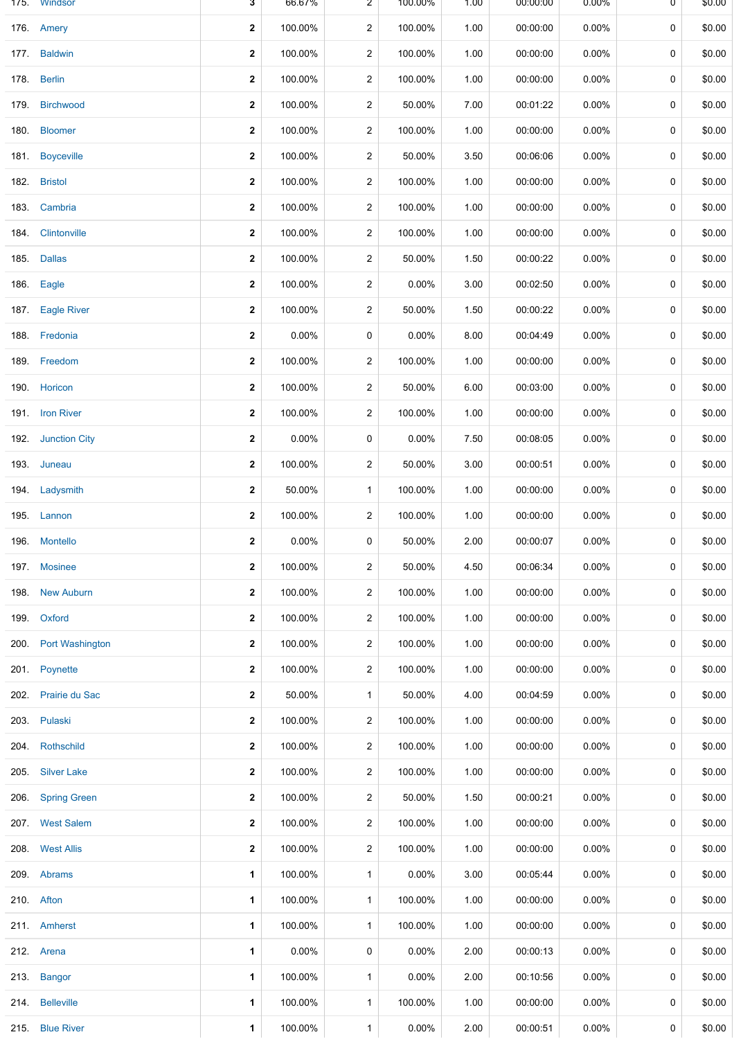| | | | | | | | | | |
|---|---|---|---|---|---|---|---|---|---|
| 175. | Windsor | 3 | 66.67% | 2 | 100.00% | 1.00 | 00:00:00 | 0.00% | 0 | $0.00 |
| 176. | Amery | 2 | 100.00% | 2 | 100.00% | 1.00 | 00:00:00 | 0.00% | 0 | $0.00 |
| 177. | Baldwin | 2 | 100.00% | 2 | 100.00% | 1.00 | 00:00:00 | 0.00% | 0 | $0.00 |
| 178. | Berlin | 2 | 100.00% | 2 | 100.00% | 1.00 | 00:00:00 | 0.00% | 0 | $0.00 |
| 179. | Birchwood | 2 | 100.00% | 2 | 50.00% | 7.00 | 00:01:22 | 0.00% | 0 | $0.00 |
| 180. | Bloomer | 2 | 100.00% | 2 | 100.00% | 1.00 | 00:00:00 | 0.00% | 0 | $0.00 |
| 181. | Boyceville | 2 | 100.00% | 2 | 50.00% | 3.50 | 00:06:06 | 0.00% | 0 | $0.00 |
| 182. | Bristol | 2 | 100.00% | 2 | 100.00% | 1.00 | 00:00:00 | 0.00% | 0 | $0.00 |
| 183. | Cambria | 2 | 100.00% | 2 | 100.00% | 1.00 | 00:00:00 | 0.00% | 0 | $0.00 |
| 184. | Clintonville | 2 | 100.00% | 2 | 100.00% | 1.00 | 00:00:00 | 0.00% | 0 | $0.00 |
| 185. | Dallas | 2 | 100.00% | 2 | 50.00% | 1.50 | 00:00:22 | 0.00% | 0 | $0.00 |
| 186. | Eagle | 2 | 100.00% | 2 | 0.00% | 3.00 | 00:02:50 | 0.00% | 0 | $0.00 |
| 187. | Eagle River | 2 | 100.00% | 2 | 50.00% | 1.50 | 00:00:22 | 0.00% | 0 | $0.00 |
| 188. | Fredonia | 2 | 0.00% | 0 | 0.00% | 8.00 | 00:04:49 | 0.00% | 0 | $0.00 |
| 189. | Freedom | 2 | 100.00% | 2 | 100.00% | 1.00 | 00:00:00 | 0.00% | 0 | $0.00 |
| 190. | Horicon | 2 | 100.00% | 2 | 50.00% | 6.00 | 00:03:00 | 0.00% | 0 | $0.00 |
| 191. | Iron River | 2 | 100.00% | 2 | 100.00% | 1.00 | 00:00:00 | 0.00% | 0 | $0.00 |
| 192. | Junction City | 2 | 0.00% | 0 | 0.00% | 7.50 | 00:08:05 | 0.00% | 0 | $0.00 |
| 193. | Juneau | 2 | 100.00% | 2 | 50.00% | 3.00 | 00:00:51 | 0.00% | 0 | $0.00 |
| 194. | Ladysmith | 2 | 50.00% | 1 | 100.00% | 1.00 | 00:00:00 | 0.00% | 0 | $0.00 |
| 195. | Lannon | 2 | 100.00% | 2 | 100.00% | 1.00 | 00:00:00 | 0.00% | 0 | $0.00 |
| 196. | Montello | 2 | 0.00% | 0 | 50.00% | 2.00 | 00:00:07 | 0.00% | 0 | $0.00 |
| 197. | Mosinee | 2 | 100.00% | 2 | 50.00% | 4.50 | 00:06:34 | 0.00% | 0 | $0.00 |
| 198. | New Auburn | 2 | 100.00% | 2 | 100.00% | 1.00 | 00:00:00 | 0.00% | 0 | $0.00 |
| 199. | Oxford | 2 | 100.00% | 2 | 100.00% | 1.00 | 00:00:00 | 0.00% | 0 | $0.00 |
| 200. | Port Washington | 2 | 100.00% | 2 | 100.00% | 1.00 | 00:00:00 | 0.00% | 0 | $0.00 |
| 201. | Poynette | 2 | 100.00% | 2 | 100.00% | 1.00 | 00:00:00 | 0.00% | 0 | $0.00 |
| 202. | Prairie du Sac | 2 | 50.00% | 1 | 50.00% | 4.00 | 00:04:59 | 0.00% | 0 | $0.00 |
| 203. | Pulaski | 2 | 100.00% | 2 | 100.00% | 1.00 | 00:00:00 | 0.00% | 0 | $0.00 |
| 204. | Rothschild | 2 | 100.00% | 2 | 100.00% | 1.00 | 00:00:00 | 0.00% | 0 | $0.00 |
| 205. | Silver Lake | 2 | 100.00% | 2 | 100.00% | 1.00 | 00:00:00 | 0.00% | 0 | $0.00 |
| 206. | Spring Green | 2 | 100.00% | 2 | 50.00% | 1.50 | 00:00:21 | 0.00% | 0 | $0.00 |
| 207. | West Salem | 2 | 100.00% | 2 | 100.00% | 1.00 | 00:00:00 | 0.00% | 0 | $0.00 |
| 208. | West Allis | 2 | 100.00% | 2 | 100.00% | 1.00 | 00:00:00 | 0.00% | 0 | $0.00 |
| 209. | Abrams | 1 | 100.00% | 1 | 0.00% | 3.00 | 00:05:44 | 0.00% | 0 | $0.00 |
| 210. | Afton | 1 | 100.00% | 1 | 100.00% | 1.00 | 00:00:00 | 0.00% | 0 | $0.00 |
| 211. | Amherst | 1 | 100.00% | 1 | 100.00% | 1.00 | 00:00:00 | 0.00% | 0 | $0.00 |
| 212. | Arena | 1 | 0.00% | 0 | 0.00% | 2.00 | 00:00:13 | 0.00% | 0 | $0.00 |
| 213. | Bangor | 1 | 100.00% | 1 | 0.00% | 2.00 | 00:10:56 | 0.00% | 0 | $0.00 |
| 214. | Belleville | 1 | 100.00% | 1 | 100.00% | 1.00 | 00:00:00 | 0.00% | 0 | $0.00 |
| 215. | Blue River | 1 | 100.00% | 1 | 0.00% | 2.00 | 00:00:51 | 0.00% | 0 | $0.00 |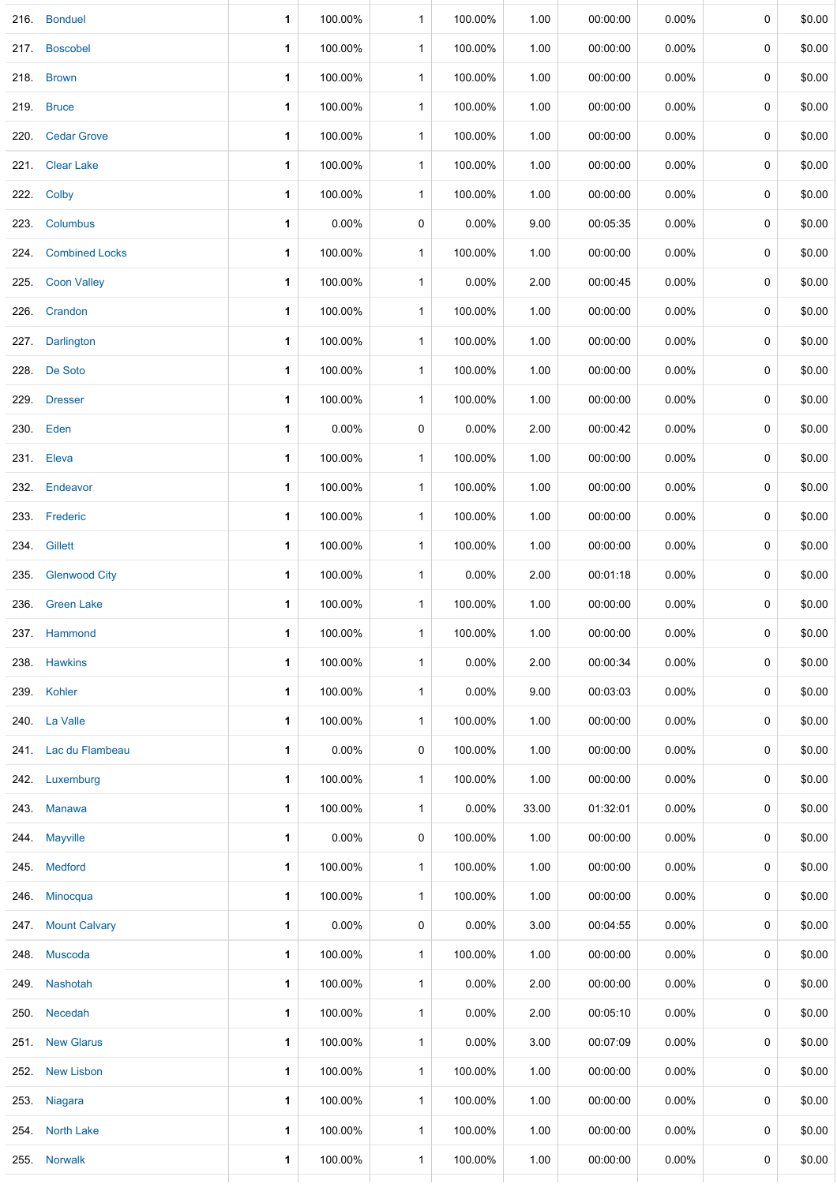| | | | | | | | | | | |
|---|---|---|---|---|---|---|---|---|---|---|
| 216. | Bonduel | 1 | 100.00% | 1 | 100.00% | 1.00 | 00:00:00 | 0.00% | 0 | $0.00 |
| 217. | Boscobel | 1 | 100.00% | 1 | 100.00% | 1.00 | 00:00:00 | 0.00% | 0 | $0.00 |
| 218. | Brown | 1 | 100.00% | 1 | 100.00% | 1.00 | 00:00:00 | 0.00% | 0 | $0.00 |
| 219. | Bruce | 1 | 100.00% | 1 | 100.00% | 1.00 | 00:00:00 | 0.00% | 0 | $0.00 |
| 220. | Cedar Grove | 1 | 100.00% | 1 | 100.00% | 1.00 | 00:00:00 | 0.00% | 0 | $0.00 |
| 221. | Clear Lake | 1 | 100.00% | 1 | 100.00% | 1.00 | 00:00:00 | 0.00% | 0 | $0.00 |
| 222. | Colby | 1 | 100.00% | 1 | 100.00% | 1.00 | 00:00:00 | 0.00% | 0 | $0.00 |
| 223. | Columbus | 1 | 0.00% | 0 | 0.00% | 9.00 | 00:05:35 | 0.00% | 0 | $0.00 |
| 224. | Combined Locks | 1 | 100.00% | 1 | 100.00% | 1.00 | 00:00:00 | 0.00% | 0 | $0.00 |
| 225. | Coon Valley | 1 | 100.00% | 1 | 0.00% | 2.00 | 00:00:45 | 0.00% | 0 | $0.00 |
| 226. | Crandon | 1 | 100.00% | 1 | 100.00% | 1.00 | 00:00:00 | 0.00% | 0 | $0.00 |
| 227. | Darlington | 1 | 100.00% | 1 | 100.00% | 1.00 | 00:00:00 | 0.00% | 0 | $0.00 |
| 228. | De Soto | 1 | 100.00% | 1 | 100.00% | 1.00 | 00:00:00 | 0.00% | 0 | $0.00 |
| 229. | Dresser | 1 | 100.00% | 1 | 100.00% | 1.00 | 00:00:00 | 0.00% | 0 | $0.00 |
| 230. | Eden | 1 | 0.00% | 0 | 0.00% | 2.00 | 00:00:42 | 0.00% | 0 | $0.00 |
| 231. | Eleva | 1 | 100.00% | 1 | 100.00% | 1.00 | 00:00:00 | 0.00% | 0 | $0.00 |
| 232. | Endeavor | 1 | 100.00% | 1 | 100.00% | 1.00 | 00:00:00 | 0.00% | 0 | $0.00 |
| 233. | Frederic | 1 | 100.00% | 1 | 100.00% | 1.00 | 00:00:00 | 0.00% | 0 | $0.00 |
| 234. | Gillett | 1 | 100.00% | 1 | 100.00% | 1.00 | 00:00:00 | 0.00% | 0 | $0.00 |
| 235. | Glenwood City | 1 | 100.00% | 1 | 0.00% | 2.00 | 00:01:18 | 0.00% | 0 | $0.00 |
| 236. | Green Lake | 1 | 100.00% | 1 | 100.00% | 1.00 | 00:00:00 | 0.00% | 0 | $0.00 |
| 237. | Hammond | 1 | 100.00% | 1 | 100.00% | 1.00 | 00:00:00 | 0.00% | 0 | $0.00 |
| 238. | Hawkins | 1 | 100.00% | 1 | 0.00% | 2.00 | 00:00:34 | 0.00% | 0 | $0.00 |
| 239. | Kohler | 1 | 100.00% | 1 | 0.00% | 9.00 | 00:03:03 | 0.00% | 0 | $0.00 |
| 240. | La Valle | 1 | 100.00% | 1 | 100.00% | 1.00 | 00:00:00 | 0.00% | 0 | $0.00 |
| 241. | Lac du Flambeau | 1 | 0.00% | 0 | 100.00% | 1.00 | 00:00:00 | 0.00% | 0 | $0.00 |
| 242. | Luxemburg | 1 | 100.00% | 1 | 100.00% | 1.00 | 00:00:00 | 0.00% | 0 | $0.00 |
| 243. | Manawa | 1 | 100.00% | 1 | 0.00% | 33.00 | 01:32:01 | 0.00% | 0 | $0.00 |
| 244. | Mayville | 1 | 0.00% | 0 | 100.00% | 1.00 | 00:00:00 | 0.00% | 0 | $0.00 |
| 245. | Medford | 1 | 100.00% | 1 | 100.00% | 1.00 | 00:00:00 | 0.00% | 0 | $0.00 |
| 246. | Minocqua | 1 | 100.00% | 1 | 100.00% | 1.00 | 00:00:00 | 0.00% | 0 | $0.00 |
| 247. | Mount Calvary | 1 | 0.00% | 0 | 0.00% | 3.00 | 00:04:55 | 0.00% | 0 | $0.00 |
| 248. | Muscoda | 1 | 100.00% | 1 | 100.00% | 1.00 | 00:00:00 | 0.00% | 0 | $0.00 |
| 249. | Nashotah | 1 | 100.00% | 1 | 0.00% | 2.00 | 00:00:00 | 0.00% | 0 | $0.00 |
| 250. | Necedah | 1 | 100.00% | 1 | 0.00% | 2.00 | 00:05:10 | 0.00% | 0 | $0.00 |
| 251. | New Glarus | 1 | 100.00% | 1 | 0.00% | 3.00 | 00:07:09 | 0.00% | 0 | $0.00 |
| 252. | New Lisbon | 1 | 100.00% | 1 | 100.00% | 1.00 | 00:00:00 | 0.00% | 0 | $0.00 |
| 253. | Niagara | 1 | 100.00% | 1 | 100.00% | 1.00 | 00:00:00 | 0.00% | 0 | $0.00 |
| 254. | North Lake | 1 | 100.00% | 1 | 100.00% | 1.00 | 00:00:00 | 0.00% | 0 | $0.00 |
| 255. | Norwalk | 1 | 100.00% | 1 | 100.00% | 1.00 | 00:00:00 | 0.00% | 0 | $0.00 |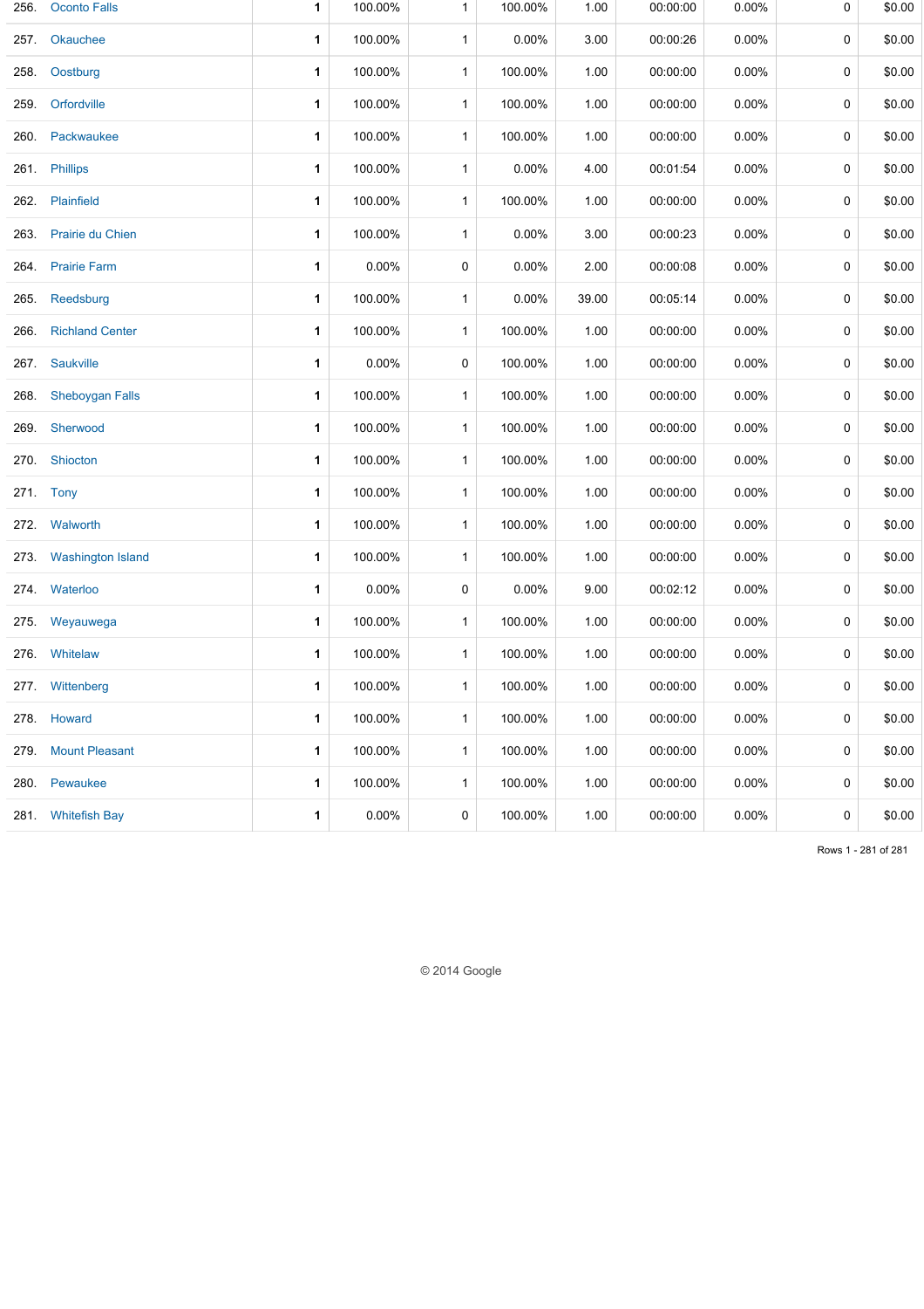| | | | | | | | | | | |
|---|---|---|---|---|---|---|---|---|---|---|
| 256. | Oconto Falls | 1 | 100.00% | 1 | 100.00% | 1.00 | 00:00:00 | 0.00% | 0 | $0.00 |
| 257. | Okauchee | 1 | 100.00% | 1 | 0.00% | 3.00 | 00:00:26 | 0.00% | 0 | $0.00 |
| 258. | Oostburg | 1 | 100.00% | 1 | 100.00% | 1.00 | 00:00:00 | 0.00% | 0 | $0.00 |
| 259. | Orfordville | 1 | 100.00% | 1 | 100.00% | 1.00 | 00:00:00 | 0.00% | 0 | $0.00 |
| 260. | Packwaukee | 1 | 100.00% | 1 | 100.00% | 1.00 | 00:00:00 | 0.00% | 0 | $0.00 |
| 261. | Phillips | 1 | 100.00% | 1 | 0.00% | 4.00 | 00:01:54 | 0.00% | 0 | $0.00 |
| 262. | Plainfield | 1 | 100.00% | 1 | 100.00% | 1.00 | 00:00:00 | 0.00% | 0 | $0.00 |
| 263. | Prairie du Chien | 1 | 100.00% | 1 | 0.00% | 3.00 | 00:00:23 | 0.00% | 0 | $0.00 |
| 264. | Prairie Farm | 1 | 0.00% | 0 | 0.00% | 2.00 | 00:00:08 | 0.00% | 0 | $0.00 |
| 265. | Reedsburg | 1 | 100.00% | 1 | 0.00% | 39.00 | 00:05:14 | 0.00% | 0 | $0.00 |
| 266. | Richland Center | 1 | 100.00% | 1 | 100.00% | 1.00 | 00:00:00 | 0.00% | 0 | $0.00 |
| 267. | Saukville | 1 | 0.00% | 0 | 100.00% | 1.00 | 00:00:00 | 0.00% | 0 | $0.00 |
| 268. | Sheboygan Falls | 1 | 100.00% | 1 | 100.00% | 1.00 | 00:00:00 | 0.00% | 0 | $0.00 |
| 269. | Sherwood | 1 | 100.00% | 1 | 100.00% | 1.00 | 00:00:00 | 0.00% | 0 | $0.00 |
| 270. | Shiocton | 1 | 100.00% | 1 | 100.00% | 1.00 | 00:00:00 | 0.00% | 0 | $0.00 |
| 271. | Tony | 1 | 100.00% | 1 | 100.00% | 1.00 | 00:00:00 | 0.00% | 0 | $0.00 |
| 272. | Walworth | 1 | 100.00% | 1 | 100.00% | 1.00 | 00:00:00 | 0.00% | 0 | $0.00 |
| 273. | Washington Island | 1 | 100.00% | 1 | 100.00% | 1.00 | 00:00:00 | 0.00% | 0 | $0.00 |
| 274. | Waterloo | 1 | 0.00% | 0 | 0.00% | 9.00 | 00:02:12 | 0.00% | 0 | $0.00 |
| 275. | Weyauwega | 1 | 100.00% | 1 | 100.00% | 1.00 | 00:00:00 | 0.00% | 0 | $0.00 |
| 276. | Whitelaw | 1 | 100.00% | 1 | 100.00% | 1.00 | 00:00:00 | 0.00% | 0 | $0.00 |
| 277. | Wittenberg | 1 | 100.00% | 1 | 100.00% | 1.00 | 00:00:00 | 0.00% | 0 | $0.00 |
| 278. | Howard | 1 | 100.00% | 1 | 100.00% | 1.00 | 00:00:00 | 0.00% | 0 | $0.00 |
| 279. | Mount Pleasant | 1 | 100.00% | 1 | 100.00% | 1.00 | 00:00:00 | 0.00% | 0 | $0.00 |
| 280. | Pewaukee | 1 | 100.00% | 1 | 100.00% | 1.00 | 00:00:00 | 0.00% | 0 | $0.00 |
| 281. | Whitefish Bay | 1 | 0.00% | 0 | 100.00% | 1.00 | 00:00:00 | 0.00% | 0 | $0.00 |

Rows 1 - 281 of 281

© 2014 Google